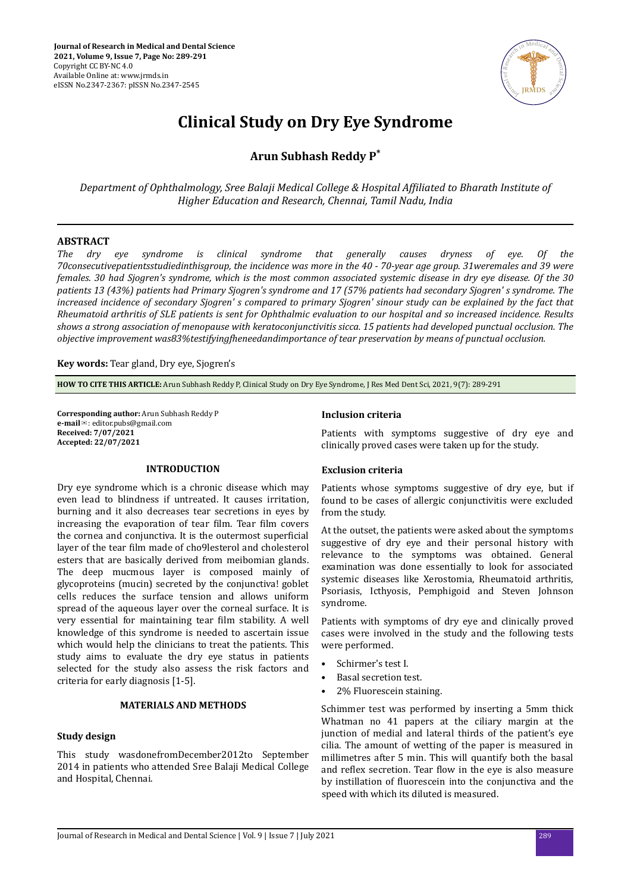Journal of Research in Medical and Dental Science
2021, Volume 9, Issue 7, Page No: 289-291
Copyright CC BY-NC 4.0
Available Online at: www.jrmds.in
eISSN No.2347-2367: pISSN No.2347-2545

# Clinical Study on Dry Eye Syndrome

## Arun Subhash Reddy P*

*Department of Ophthalmology, Sree Balaji Medical College & Hospital Affiliated to Bharath Institute of Higher Education and Research, Chennai, Tamil Nadu, India*

## ABSTRACT

*The dry eye syndrome is clinical syndrome that generally causes dryness of eye. Of the 70consecutivepatientsstudiedinthisgroup, the incidence was more in the 40 - 70-year age group. 31weremales and 39 were females. 30 had Sjogren's syndrome, which is the most common associated systemic disease in dry eye disease. Of the 30 patients 13 (43%) patients had Primary Sjogren's syndrome and 17 (57% patients had secondary Sjogren' s syndrome. The increased incidence of secondary Sjogren' s compared to primary Sjogren' sinour study can be explained by the fact that Rheumatoid arthritis of SLE patients is sent for Ophthalmic evaluation to our hospital and so increased incidence. Results shows a strong association of menopause with keratoconjunctivitis sicca. 15 patients had developed punctual occlusion. The objective improvement was83%testifyingfheneedandimportance of tear preservation by means of punctual occlusion.*

**Key words:** Tear gland, Dry eye, Sjogren's

**HOW TO CITE THIS ARTICLE:** Arun Subhash Reddy P, Clinical Study on Dry Eye Syndrome, J Res Med Dent Sci, 2021, 9(7): 289-291

**Corresponding author:** Arun Subhash Reddy P
**e-mail**✉: editor.pubs@gmail.com
**Received: 7/07/2021**
**Accepted: 22/07/2021**

### INTRODUCTION

Dry eye syndrome which is a chronic disease which may even lead to blindness if untreated. It causes irritation, burning and it also decreases tear secretions in eyes by increasing the evaporation of tear film. Tear film covers the cornea and conjunctiva. It is the outermost superficial layer of the tear film made of cho9lesterol and cholesterol esters that are basically derived from meibomian glands. The deep mucmous layer is composed mainly of glycoproteins (mucin) secreted by the conjunctiva! goblet cells reduces the surface tension and allows uniform spread of the aqueous layer over the corneal surface. It is very essential for maintaining tear film stability. A well knowledge of this syndrome is needed to ascertain issue which would help the clinicians to treat the patients. This study aims to evaluate the dry eye status in patients selected for the study also assess the risk factors and criteria for early diagnosis [1-5].

### MATERIALS AND METHODS

#### Study design

This study wasdonefromDecember2012to September 2014 in patients who attended Sree Balaji Medical College and Hospital, Chennai.

#### Inclusion criteria

Patients with symptoms suggestive of dry eye and clinically proved cases were taken up for the study.

#### Exclusion criteria

Patients whose symptoms suggestive of dry eye, but if found to be cases of allergic conjunctivitis were excluded from the study.

At the outset, the patients were asked about the symptoms suggestive of dry eye and their personal history with relevance to the symptoms was obtained. General examination was done essentially to look for associated systemic diseases like Xerostomia, Rheumatoid arthritis, Psoriasis, Icthyosis, Pemphigoid and Steven Johnson syndrome.

Patients with symptoms of dry eye and clinically proved cases were involved in the study and the following tests were performed.

- Schirmer's test I.
- Basal secretion test.
- 2% Fluorescein staining.

Schimmer test was performed by inserting a 5mm thick Whatman no 41 papers at the ciliary margin at the junction of medial and lateral thirds of the patient's eye cilia. The amount of wetting of the paper is measured in millimetres after 5 min. This will quantify both the basal and reflex secretion. Tear flow in the eye is also measure by instillation of fluorescein into the conjunctiva and the speed with which its diluted is measured.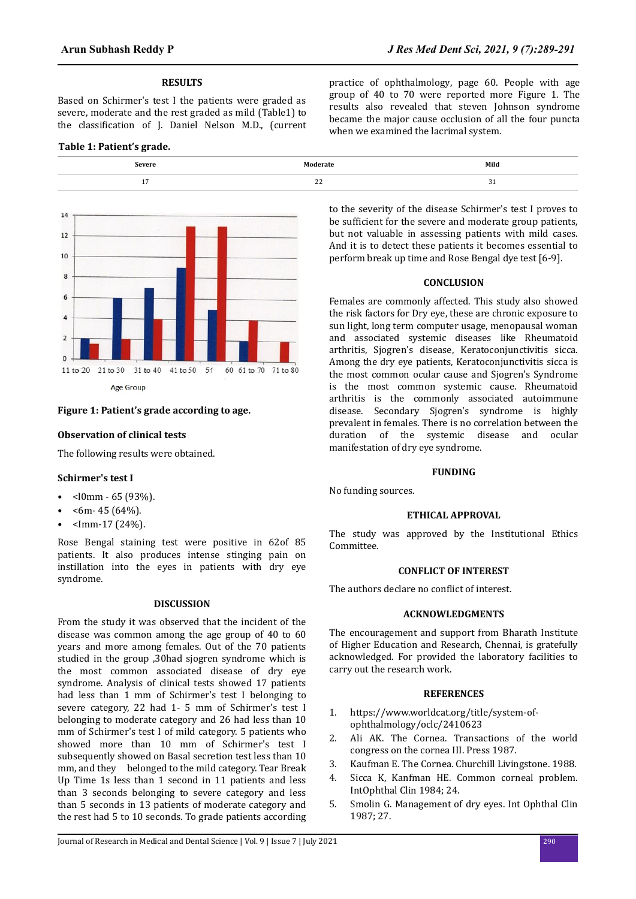## RESULTS

Based on Schirmer's test I the patients were graded as severe, moderate and the rest graded as mild (Table1) to the classification of J. Daniel Nelson M.D., (current practice of ophthalmology, page 60. People with age group of 40 to 70 were reported more Figure 1. The results also revealed that steven Johnson syndrome became the major cause occlusion of all the four puncta when we examined the lacrimal system.

**Table 1: Patient's grade.**

| Severe | Moderate | Mild |
|---|---|---|
| 17 | 22 | 31 |

**Figure 1: Patient's grade according to age.**

### Observation of clinical tests

The following results were obtained.

### Schirmer's test I

- <l0mm - 65 (93%).
- <6m- 45 (64%).
- <Imm-17 (24%).

Rose Bengal staining test were positive in 62of 85 patients. It also produces intense stinging pain on instillation into the eyes in patients with dry eye syndrome.

## DISCUSSION

From the study it was observed that the incident of the disease was common among the age group of 40 to 60 years and more among females. Out of the 70 patients studied in the group ,30had sjogren syndrome which is the most common associated disease of dry eye syndrome. Analysis of clinical tests showed 17 patients had less than 1 mm of Schirmer's test I belonging to severe category, 22 had 1- 5 mm of Schirmer's test I belonging to moderate category and 26 had less than 10 mm of Schirmer's test I of mild category. 5 patients who showed more than 10 mm of Schirmer's test I subsequently showed on Basal secretion test less than 10 mm, and they belonged to the mild category. Tear Break Up Time 1s less than 1 second in 11 patients and less than 3 seconds belonging to severe category and less than 5 seconds in 13 patients of moderate category and the rest had 5 to 10 seconds. To grade patients according to the severity of the disease Schirmer's test I proves to be sufficient for the severe and moderate group patients, but not valuable in assessing patients with mild cases. And it is to detect these patients it becomes essential to perform break up time and Rose Bengal dye test [6-9].

## CONCLUSION

Females are commonly affected. This study also showed the risk factors for Dry eye, these are chronic exposure to sun light, long term computer usage, menopausal woman and associated systemic diseases like Rheumatoid arthritis, Sjogren's disease, Keratoconjunctivitis sicca. Among the dry eye patients, Keratoconjunctivitis sicca is the most common ocular cause and Sjogren's Syndrome is the most common systemic cause. Rheumatoid arthritis is the commonly associated autoimmune disease. Secondary Sjogren's syndrome is highly prevalent in females. There is no correlation between the duration of the systemic disease and ocular manifestation of dry eye syndrome.

## FUNDING

No funding sources.

## ETHICAL APPROVAL

The study was approved by the Institutional Ethics Committee.

## CONFLICT OF INTEREST

The authors declare no conflict of interest.

## ACKNOWLEDGMENTS

The encouragement and support from Bharath Institute of Higher Education and Research, Chennai, is gratefully acknowledged. For provided the laboratory facilities to carry out the research work.

## REFERENCES

1. https://www.worldcat.org/title/system-of-ophthalmology/oclc/2410623
2. Ali AK. The Cornea. Transactions of the world congress on the cornea III. Press 1987.
3. Kaufman E. The Cornea. Churchill Livingstone. 1988.
4. Sicca K, Kanfman HE. Common corneal problem. IntOphthal Clin 1984; 24.
5. Smolin G. Management of dry eyes. Int Ophthal Clin 1987; 27.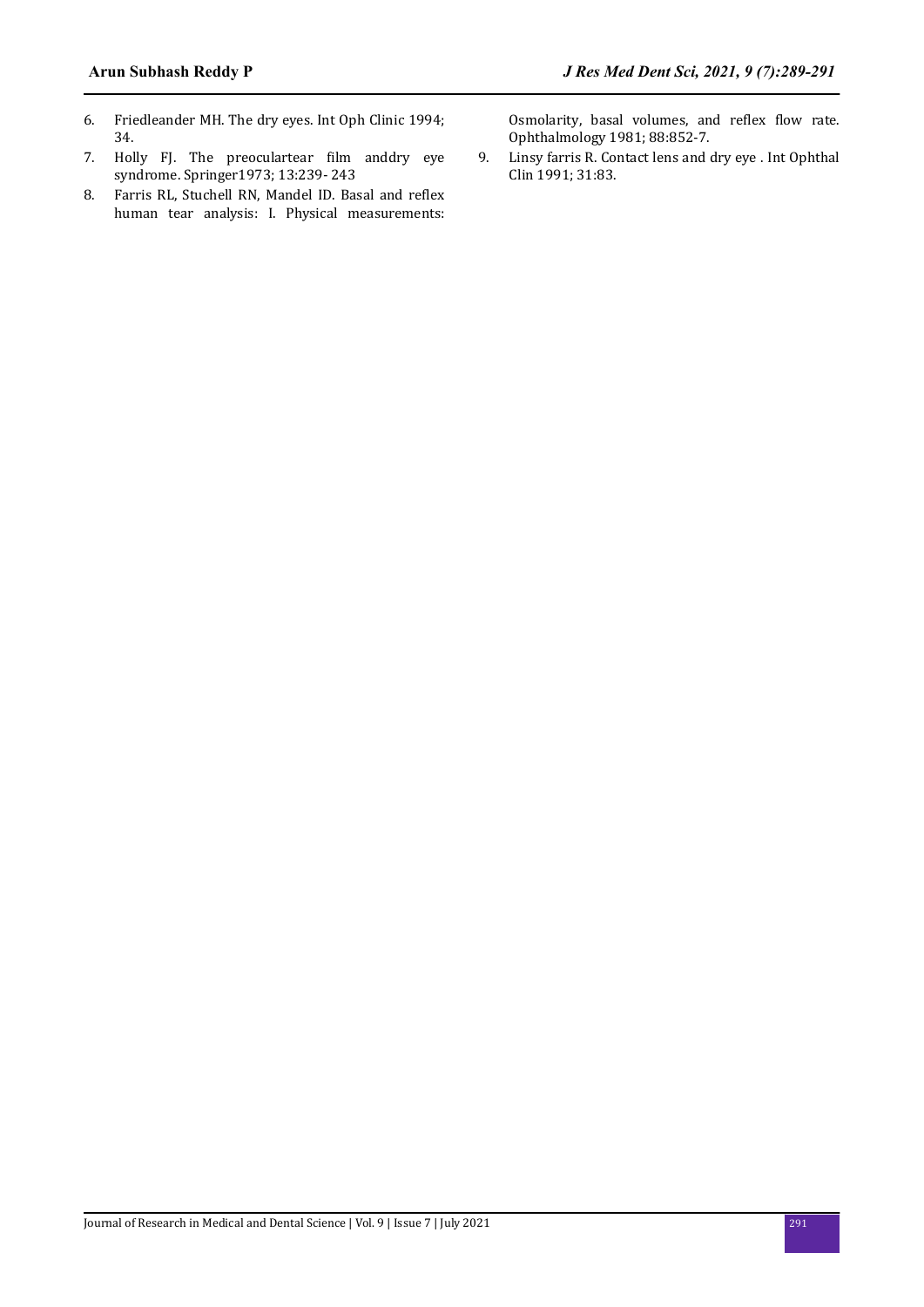6. Friedleander MH. The dry eyes. Int Oph Clinic 1994; 34.
7. Holly FJ. The preoculartear film anddry eye syndrome. Springer1973; 13:239- 243
8. Farris RL, Stuchell RN, Mandel ID. Basal and reflex human tear analysis: I. Physical measurements: Osmolarity, basal volumes, and reflex flow rate. Ophthalmology 1981; 88:852-7.
9. Linsy farris R. Contact lens and dry eye . Int Ophthal Clin 1991; 31:83.